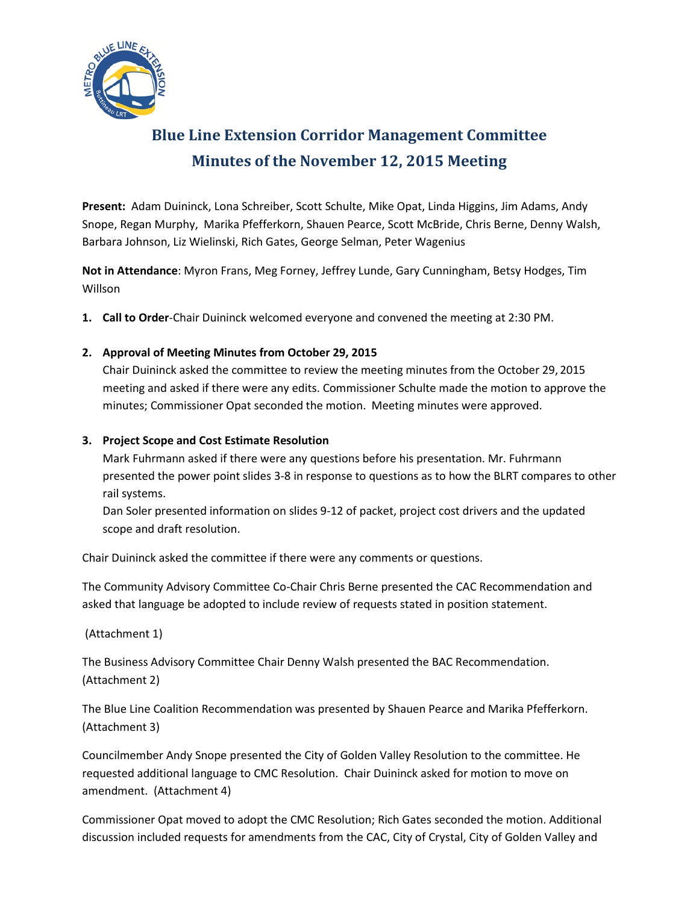# Blue Line Extension Corridor Management Committee
# Minutes of the November 12, 2015 Meeting

**Present:** Adam Duininck, Lona Schreiber, Scott Schulte, Mike Opat, Linda Higgins, Jim Adams, Andy Snope, Regan Murphy, Marika Pfefferkorn, Shauen Pearce, Scott McBride, Chris Berne, Denny Walsh, Barbara Johnson, Liz Wielinski, Rich Gates, George Selman, Peter Wagenius

**Not in Attendance**: Myron Frans, Meg Forney, Jeffrey Lunde, Gary Cunningham, Betsy Hodges, Tim Willson

1. **Call to Order**-Chair Duininck welcomed everyone and convened the meeting at 2:30 PM.

2. **Approval of Meeting Minutes from October 29, 2015**
   Chair Duininck asked the committee to review the meeting minutes from the October 29, 2015 meeting and asked if there were any edits. Commissioner Schulte made the motion to approve the minutes; Commissioner Opat seconded the motion. Meeting minutes were approved.

3. **Project Scope and Cost Estimate Resolution**
   Mark Fuhrmann asked if there were any questions before his presentation. Mr. Fuhrmann presented the power point slides 3-8 in response to questions as to how the BLRT compares to other rail systems.
   Dan Soler presented information on slides 9-12 of packet, project cost drivers and the updated scope and draft resolution.

Chair Duininck asked the committee if there were any comments or questions.

The Community Advisory Committee Co-Chair Chris Berne presented the CAC Recommendation and asked that language be adopted to include review of requests stated in position statement.

(Attachment 1)

The Business Advisory Committee Chair Denny Walsh presented the BAC Recommendation. (Attachment 2)

The Blue Line Coalition Recommendation was presented by Shauen Pearce and Marika Pfefferkorn. (Attachment 3)

Councilmember Andy Snope presented the City of Golden Valley Resolution to the committee. He requested additional language to CMC Resolution. Chair Duininck asked for motion to move on amendment. (Attachment 4)

Commissioner Opat moved to adopt the CMC Resolution; Rich Gates seconded the motion. Additional discussion included requests for amendments from the CAC, City of Crystal, City of Golden Valley and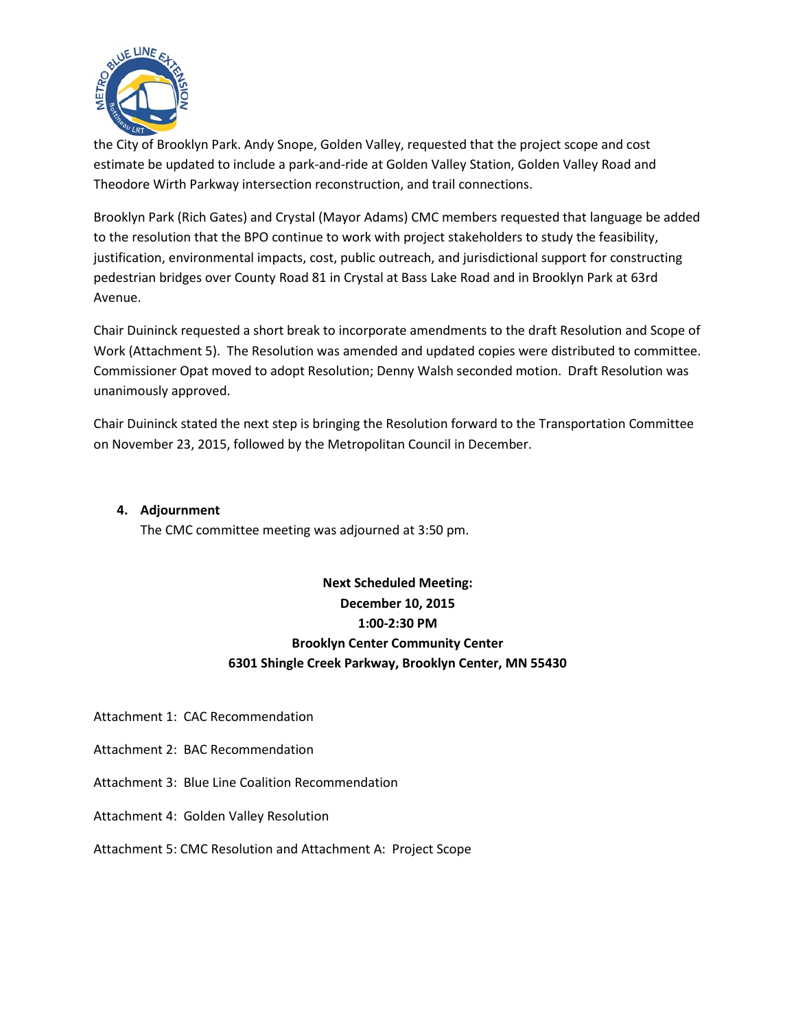the City of Brooklyn Park. Andy Snope, Golden Valley, requested that the project scope and cost estimate be updated to include a park-and-ride at Golden Valley Station, Golden Valley Road and Theodore Wirth Parkway intersection reconstruction, and trail connections.

Brooklyn Park (Rich Gates) and Crystal (Mayor Adams) CMC members requested that language be added to the resolution that the BPO continue to work with project stakeholders to study the feasibility, justification, environmental impacts, cost, public outreach, and jurisdictional support for constructing pedestrian bridges over County Road 81 in Crystal at Bass Lake Road and in Brooklyn Park at 63rd Avenue.

Chair Duininck requested a short break to incorporate amendments to the draft Resolution and Scope of Work (Attachment 5). The Resolution was amended and updated copies were distributed to committee. Commissioner Opat moved to adopt Resolution; Denny Walsh seconded motion. Draft Resolution was unanimously approved.

Chair Duininck stated the next step is bringing the Resolution forward to the Transportation Committee on November 23, 2015, followed by the Metropolitan Council in December.

4. **Adjournment**

   The CMC committee meeting was adjourned at 3:50 pm.

**Next Scheduled Meeting:**
**December 10, 2015**
**1:00-2:30 PM**
**Brooklyn Center Community Center**
**6301 Shingle Creek Parkway, Brooklyn Center, MN 55430**

Attachment 1: CAC Recommendation

Attachment 2: BAC Recommendation

Attachment 3: Blue Line Coalition Recommendation

Attachment 4: Golden Valley Resolution

Attachment 5: CMC Resolution and Attachment A: Project Scope